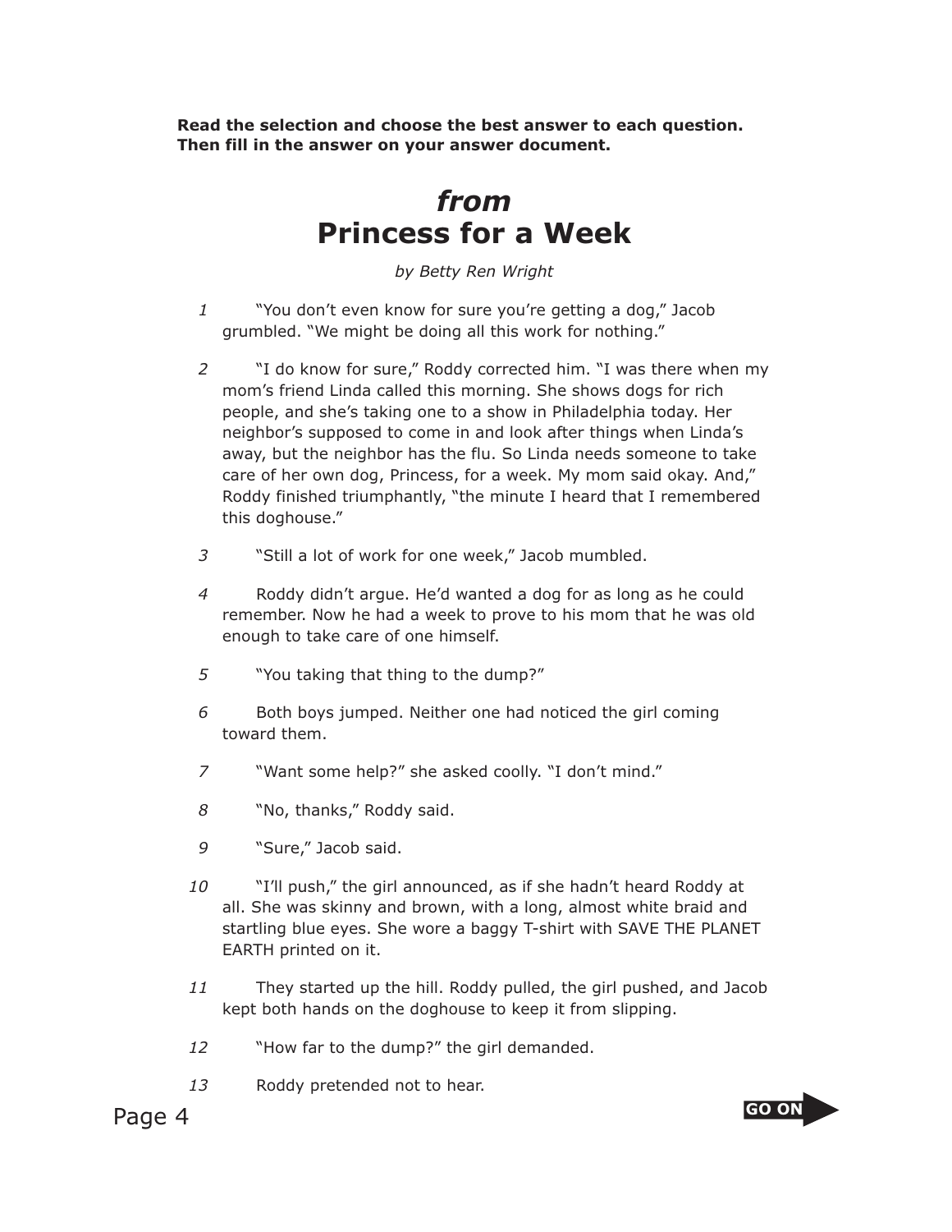**Read the selection and choose the best answer to each question. Then fill in the answer on your answer document.**

# *from* Princess for a Week

*by Betty Ren Wright*

*1* "You don't even know for sure you're getting a dog," Jacob grumbled. "We might be doing all this work for nothing."

*2* "I do know for sure," Roddy corrected him. "I was there when my mom's friend Linda called this morning. She shows dogs for rich people, and she's taking one to a show in Philadelphia today. Her neighbor's supposed to come in and look after things when Linda's away, but the neighbor has the flu. So Linda needs someone to take care of her own dog, Princess, for a week. My mom said okay. And," Roddy finished triumphantly, "the minute I heard that I remembered this doghouse."

*3* "Still a lot of work for one week," Jacob mumbled.

*4* Roddy didn't argue. He'd wanted a dog for as long as he could remember. Now he had a week to prove to his mom that he was old enough to take care of one himself.

*5* "You taking that thing to the dump?"

*6* Both boys jumped. Neither one had noticed the girl coming toward them.

*7* "Want some help?" she asked coolly. "I don't mind."

*8* "No, thanks," Roddy said.

*9* "Sure," Jacob said.

*10* "I'll push," the girl announced, as if she hadn't heard Roddy at all. She was skinny and brown, with a long, almost white braid and startling blue eyes. She wore a baggy T-shirt with SAVE THE PLANET EARTH printed on it.

*11* They started up the hill. Roddy pulled, the girl pushed, and Jacob kept both hands on the doghouse to keep it from slipping.

*12* "How far to the dump?" the girl demanded.

*13* Roddy pretended not to hear.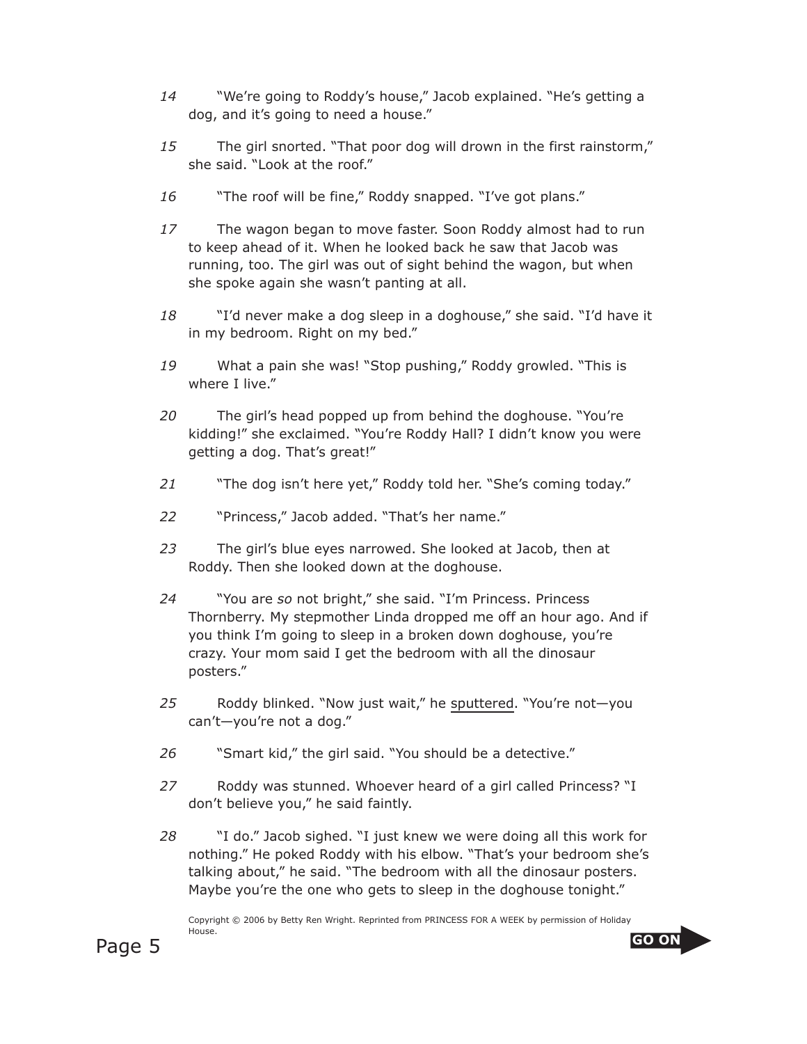14 “We’re going to Roddy’s house,” Jacob explained. “He’s getting a dog, and it’s going to need a house.”

15 The girl snorted. “That poor dog will drown in the first rainstorm,” she said. “Look at the roof.”

16 “The roof will be fine,” Roddy snapped. “I’ve got plans.”

17 The wagon began to move faster. Soon Roddy almost had to run to keep ahead of it. When he looked back he saw that Jacob was running, too. The girl was out of sight behind the wagon, but when she spoke again she wasn’t panting at all.

18 “I’d never make a dog sleep in a doghouse,” she said. “I’d have it in my bedroom. Right on my bed.”

19 What a pain she was! “Stop pushing,” Roddy growled. “This is where I live.”

20 The girl’s head popped up from behind the doghouse. “You’re kidding!” she exclaimed. “You’re Roddy Hall? I didn’t know you were getting a dog. That’s great!”

21 “The dog isn’t here yet,” Roddy told her. “She’s coming today.”

22 “Princess,” Jacob added. “That’s her name.”

23 The girl’s blue eyes narrowed. She looked at Jacob, then at Roddy. Then she looked down at the doghouse.

24 “You are *so* not bright,” she said. “I’m Princess. Princess Thornberry. My stepmother Linda dropped me off an hour ago. And if you think I’m going to sleep in a broken down doghouse, you’re crazy. Your mom said I get the bedroom with all the dinosaur posters.”

25 Roddy blinked. “Now just wait,” he <u>sputtered</u>. “You’re not—you can’t—you’re not a dog.”

26 “Smart kid,” the girl said. “You should be a detective.”

27 Roddy was stunned. Whoever heard of a girl called Princess? “I don’t believe you,” he said faintly.

28 “I do.” Jacob sighed. “I just knew we were doing all this work for nothing.” He poked Roddy with his elbow. “That’s your bedroom she’s talking about,” he said. “The bedroom with all the dinosaur posters. Maybe you’re the one who gets to sleep in the doghouse tonight.”

Copyright © 2006 by Betty Ren Wright. Reprinted from PRINCESS FOR A WEEK by permission of Holiday House.

GO ON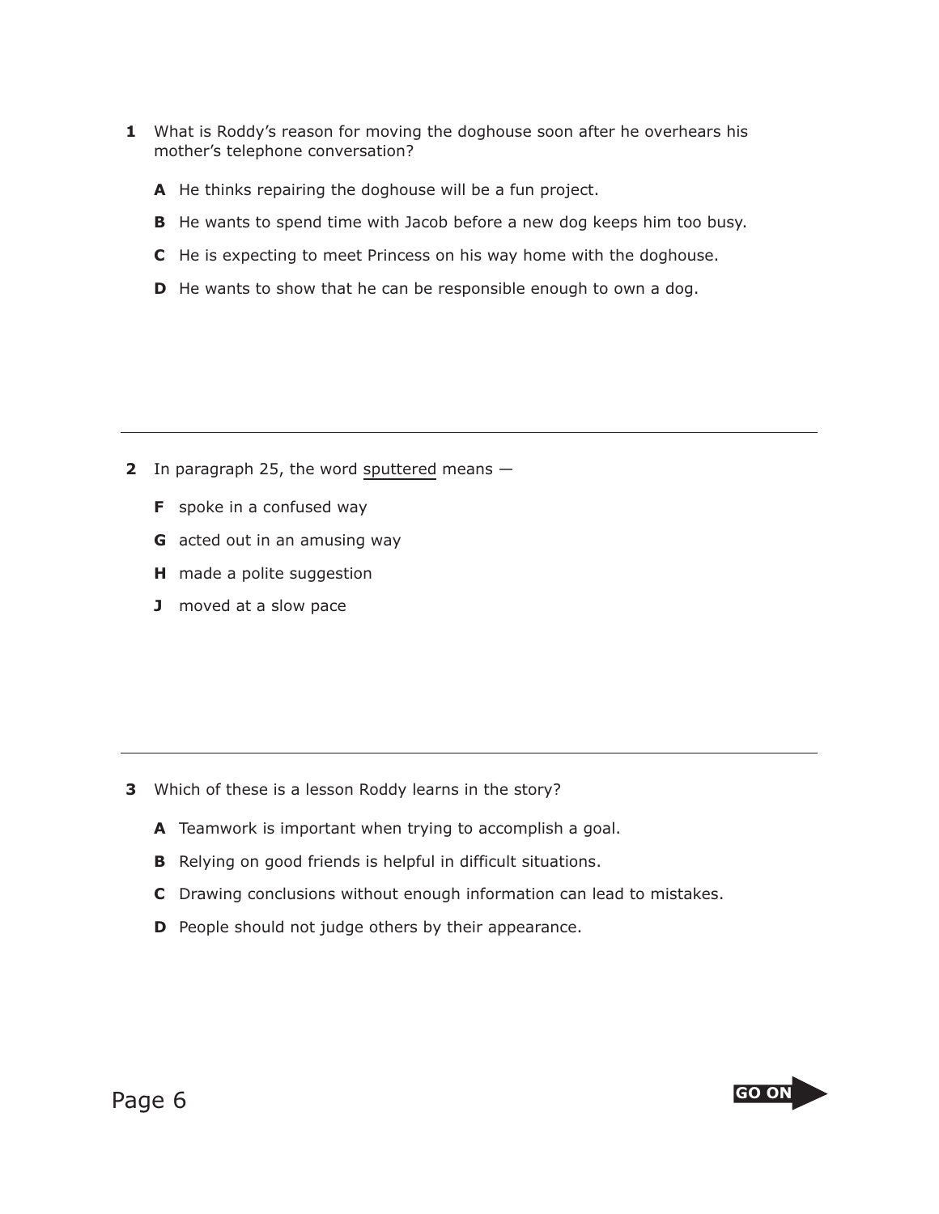**1** What is Roddy's reason for moving the doghouse soon after he overhears his mother's telephone conversation?

- **A** He thinks repairing the doghouse will be a fun project.
- **B** He wants to spend time with Jacob before a new dog keeps him too busy.
- **C** He is expecting to meet Princess on his way home with the doghouse.
- **D** He wants to show that he can be responsible enough to own a dog.

---

**2** In paragraph 25, the word <u>sputtered</u> means —

- **F** spoke in a confused way
- **G** acted out in an amusing way
- **H** made a polite suggestion
- **J** moved at a slow pace

---

**3** Which of these is a lesson Roddy learns in the story?

- **A** Teamwork is important when trying to accomplish a goal.
- **B** Relying on good friends is helpful in difficult situations.
- **C** Drawing conclusions without enough information can lead to mistakes.
- **D** People should not judge others by their appearance.

**GO ON**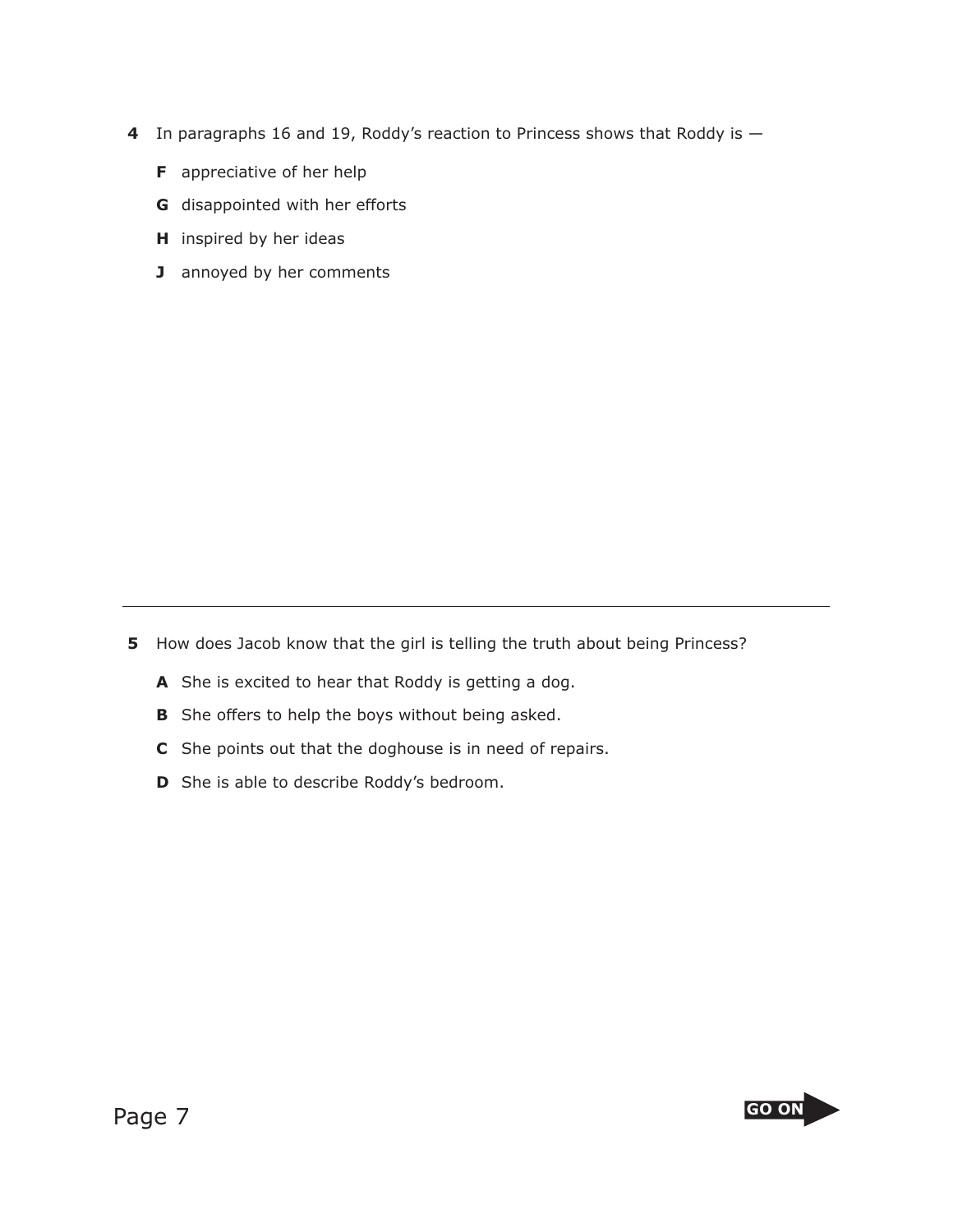**4** In paragraphs 16 and 19, Roddy's reaction to Princess shows that Roddy is —

- **F** appreciative of her help
- **G** disappointed with her efforts
- **H** inspired by her ideas
- **J** annoyed by her comments

---

**5** How does Jacob know that the girl is telling the truth about being Princess?

- **A** She is excited to hear that Roddy is getting a dog.
- **B** She offers to help the boys without being asked.
- **C** She points out that the doghouse is in need of repairs.
- **D** She is able to describe Roddy's bedroom.

GO ON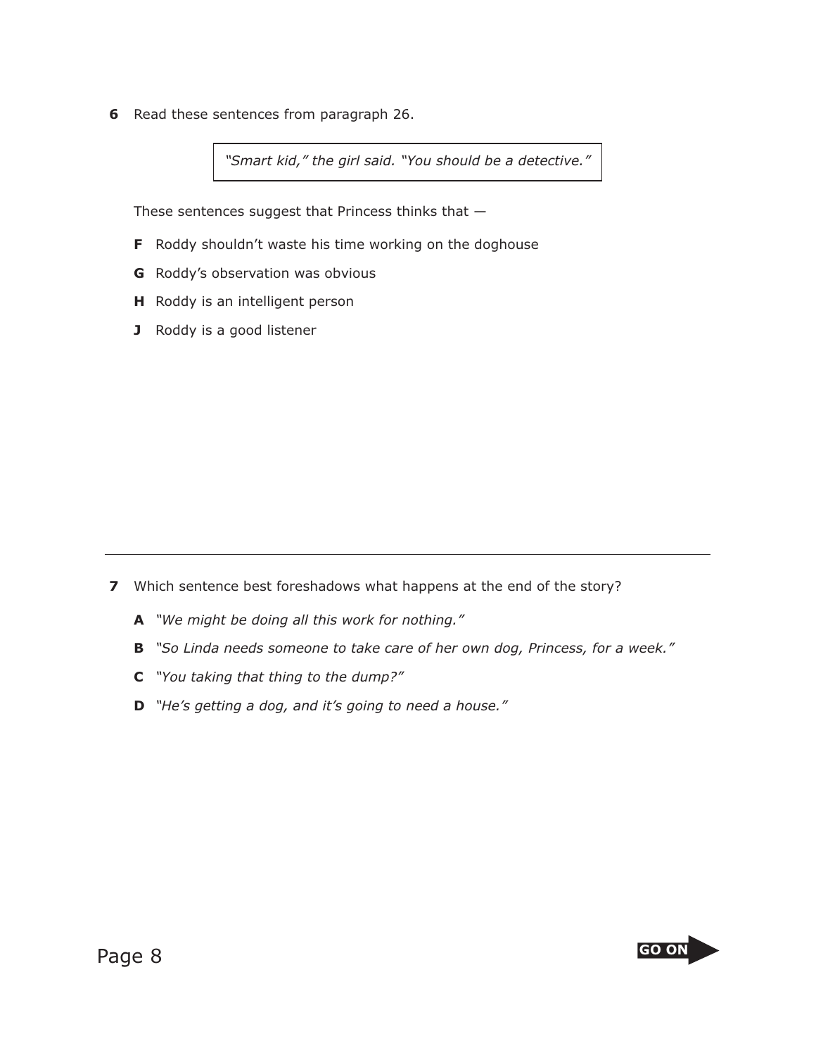**6** Read these sentences from paragraph 26.

> *"Smart kid," the girl said. "You should be a detective."*

These sentences suggest that Princess thinks that —

**F** Roddy shouldn't waste his time working on the doghouse

**G** Roddy's observation was obvious

**H** Roddy is an intelligent person

**J** Roddy is a good listener

---

**7** Which sentence best foreshadows what happens at the end of the story?

**A** *"We might be doing all this work for nothing."*

**B** *"So Linda needs someone to take care of her own dog, Princess, for a week."*

**C** *"You taking that thing to the dump?"*

**D** *"He's getting a dog, and it's going to need a house."*

GO ON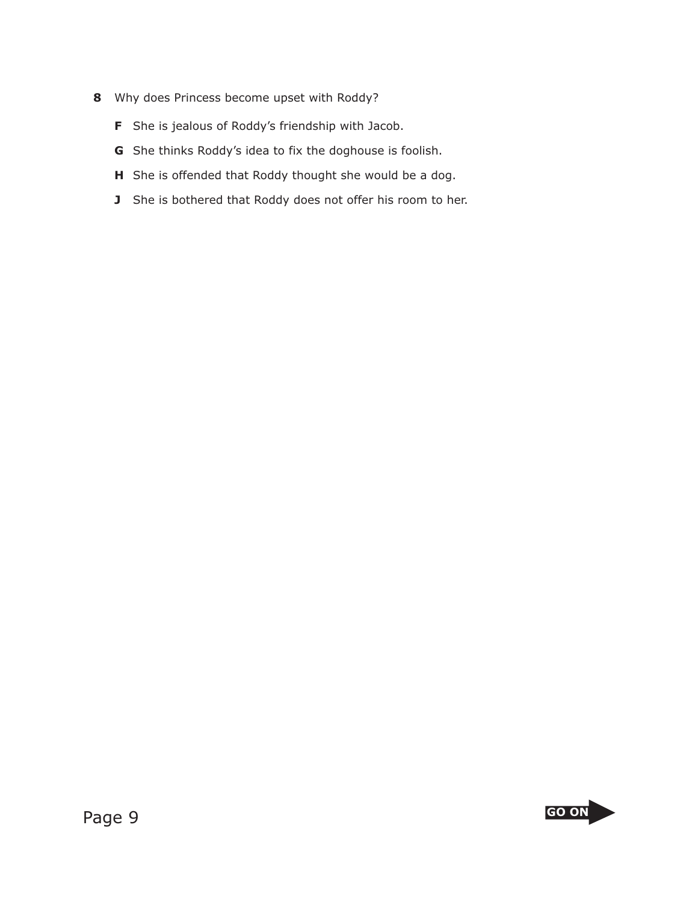**8** Why does Princess become upset with Roddy?

**F** She is jealous of Roddy's friendship with Jacob.

**G** She thinks Roddy's idea to fix the doghouse is foolish.

**H** She is offended that Roddy thought she would be a dog.

**J** She is bothered that Roddy does not offer his room to her.

GO ON